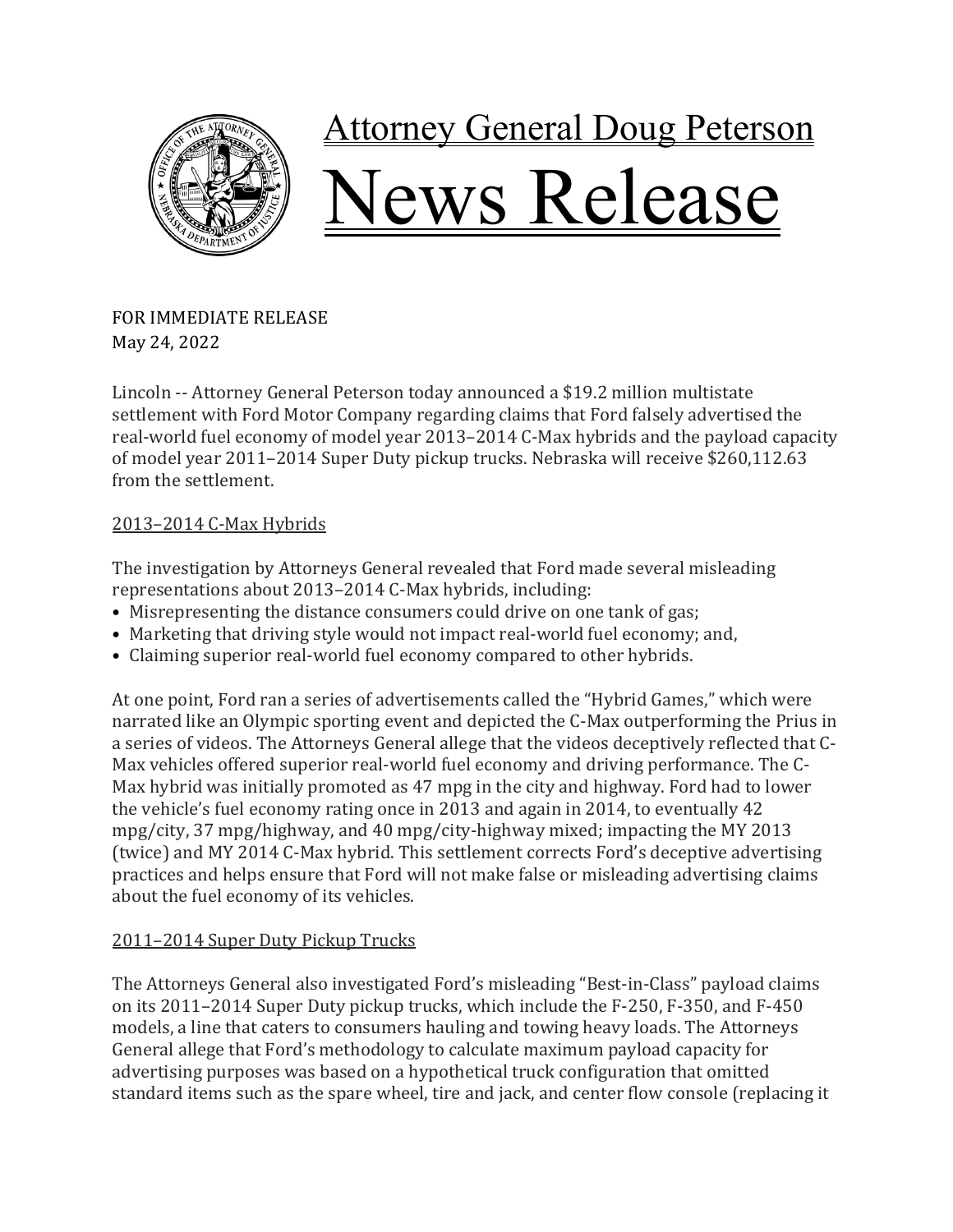# Attorney General Doug Peterson

# News Release

FOR IMMEDIATE RELEASE
May 24, 2022

Lincoln -- Attorney General Peterson today announced a $19.2 million multistate settlement with Ford Motor Company regarding claims that Ford falsely advertised the real-world fuel economy of model year 2013–2014 C-Max hybrids and the payload capacity of model year 2011–2014 Super Duty pickup trucks. Nebraska will receive $260,112.63 from the settlement.

## 2013–2014 C-Max Hybrids

The investigation by Attorneys General revealed that Ford made several misleading representations about 2013–2014 C-Max hybrids, including:

- Misrepresenting the distance consumers could drive on one tank of gas;
- Marketing that driving style would not impact real-world fuel economy; and,
- Claiming superior real-world fuel economy compared to other hybrids.

At one point, Ford ran a series of advertisements called the "Hybrid Games," which were narrated like an Olympic sporting event and depicted the C-Max outperforming the Prius in a series of videos. The Attorneys General allege that the videos deceptively reflected that C-Max vehicles offered superior real-world fuel economy and driving performance. The C-Max hybrid was initially promoted as 47 mpg in the city and highway. Ford had to lower the vehicle's fuel economy rating once in 2013 and again in 2014, to eventually 42 mpg/city, 37 mpg/highway, and 40 mpg/city-highway mixed; impacting the MY 2013 (twice) and MY 2014 C-Max hybrid. This settlement corrects Ford's deceptive advertising practices and helps ensure that Ford will not make false or misleading advertising claims about the fuel economy of its vehicles.

## 2011–2014 Super Duty Pickup Trucks

The Attorneys General also investigated Ford's misleading "Best-in-Class" payload claims on its 2011–2014 Super Duty pickup trucks, which include the F-250, F-350, and F-450 models, a line that caters to consumers hauling and towing heavy loads. The Attorneys General allege that Ford's methodology to calculate maximum payload capacity for advertising purposes was based on a hypothetical truck configuration that omitted standard items such as the spare wheel, tire and jack, and center flow console (replacing it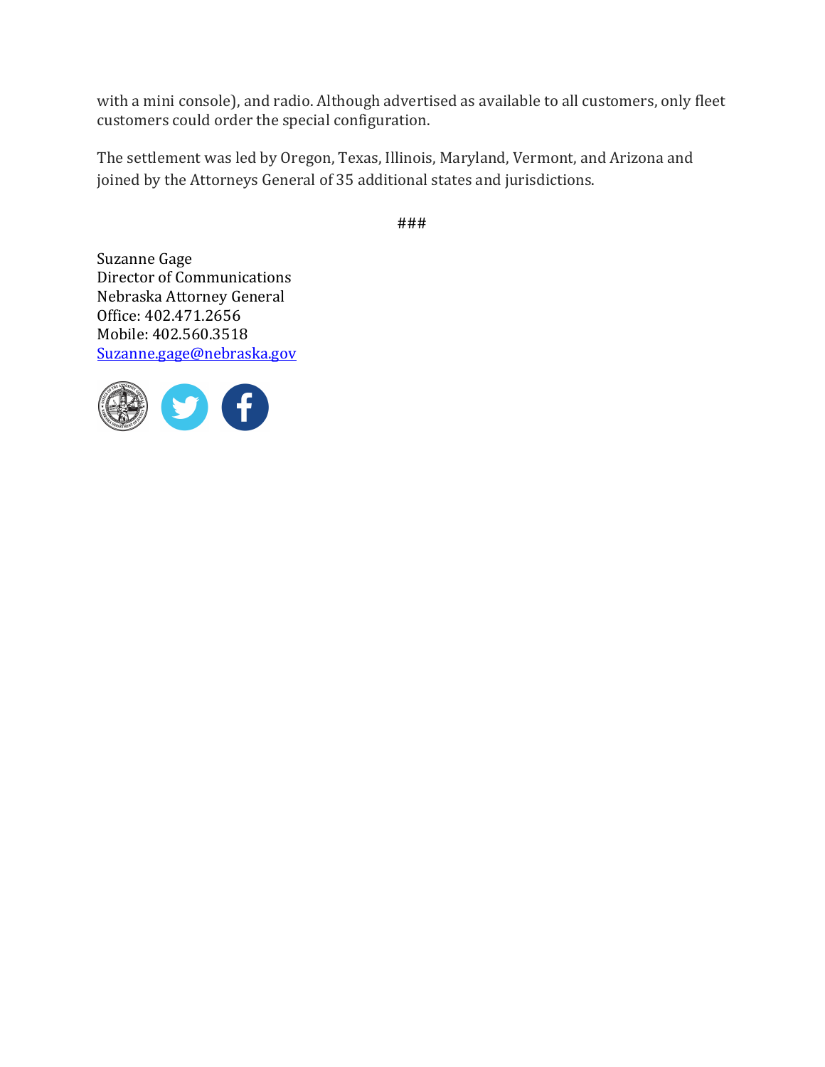with a mini console), and radio. Although advertised as available to all customers, only fleet customers could order the special configuration.

The settlement was led by Oregon, Texas, Illinois, Maryland, Vermont, and Arizona and joined by the Attorneys General of 35 additional states and jurisdictions.

###

Suzanne Gage
Director of Communications
Nebraska Attorney General
Office: 402.471.2656
Mobile: 402.560.3518
[Suzanne.gage@nebraska.gov](mailto:Suzanne.gage@nebraska.gov)